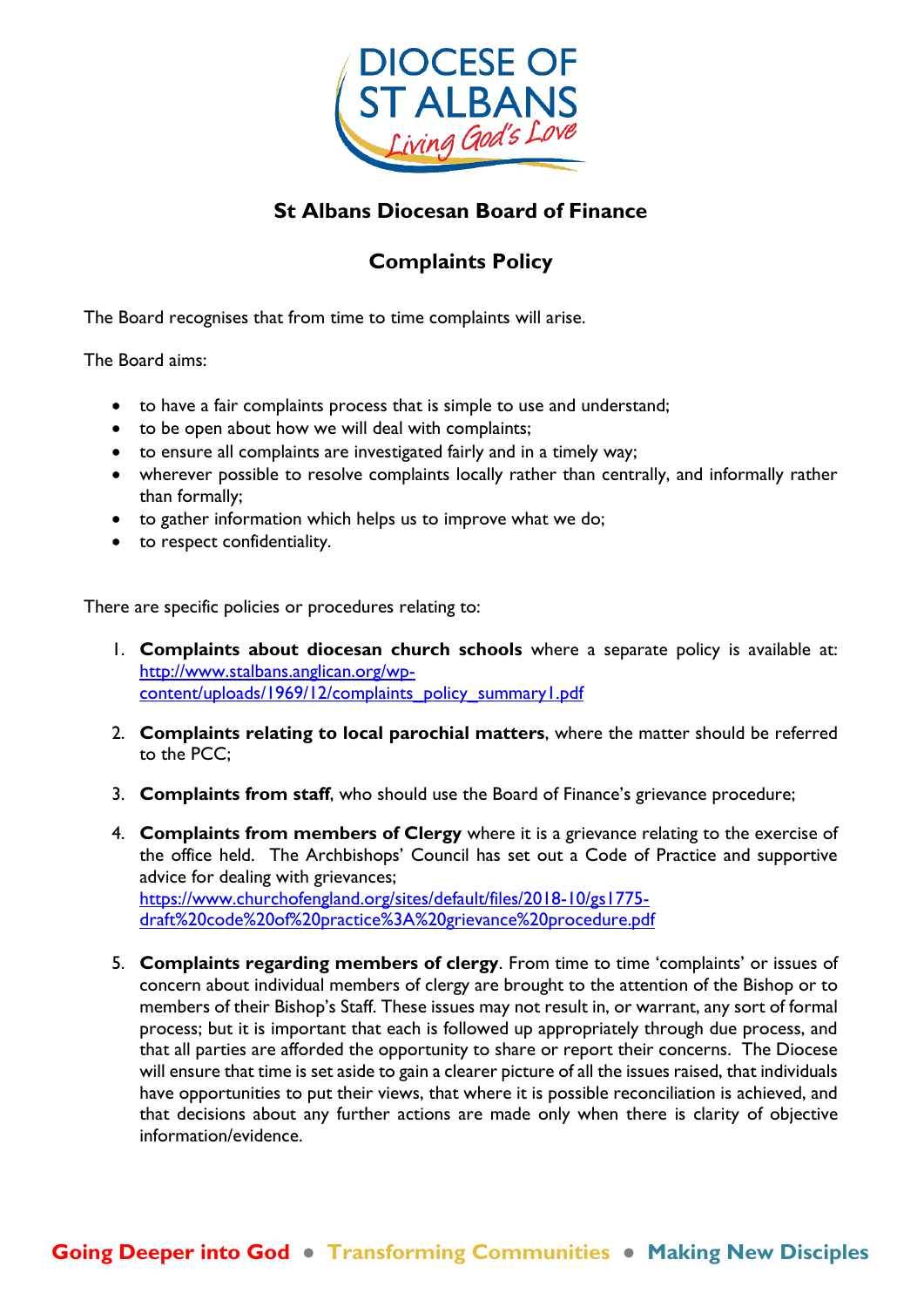DIOCESE OF ST ALBANS
*Living God's Love*

## St Albans Diocesan Board of Finance

## Complaints Policy

The Board recognises that from time to time complaints will arise.

The Board aims:

- to have a fair complaints process that is simple to use and understand;
- to be open about how we will deal with complaints;
- to ensure all complaints are investigated fairly and in a timely way;
- wherever possible to resolve complaints locally rather than centrally, and informally rather than formally;
- to gather information which helps us to improve what we do;
- to respect confidentiality.

There are specific policies or procedures relating to:

1. **Complaints about diocesan church schools** where a separate policy is available at: http://www.stalbans.anglican.org/wp-content/uploads/1969/12/complaints_policy_summary1.pdf

2. **Complaints relating to local parochial matters**, where the matter should be referred to the PCC;

3. **Complaints from staff**, who should use the Board of Finance's grievance procedure;

4. **Complaints from members of Clergy** where it is a grievance relating to the exercise of the office held. The Archbishops' Council has set out a Code of Practice and supportive advice for dealing with grievances; https://www.churchofengland.org/sites/default/files/2018-10/gs1775-draft%20code%20of%20practice%3A%20grievance%20procedure.pdf

5. **Complaints regarding members of clergy**. From time to time 'complaints' or issues of concern about individual members of clergy are brought to the attention of the Bishop or to members of their Bishop's Staff. These issues may not result in, or warrant, any sort of formal process; but it is important that each is followed up appropriately through due process, and that all parties are afforded the opportunity to share or report their concerns. The Diocese will ensure that time is set aside to gain a clearer picture of all the issues raised, that individuals have opportunities to put their views, that where it is possible reconciliation is achieved, and that decisions about any further actions are made only when there is clarity of objective information/evidence.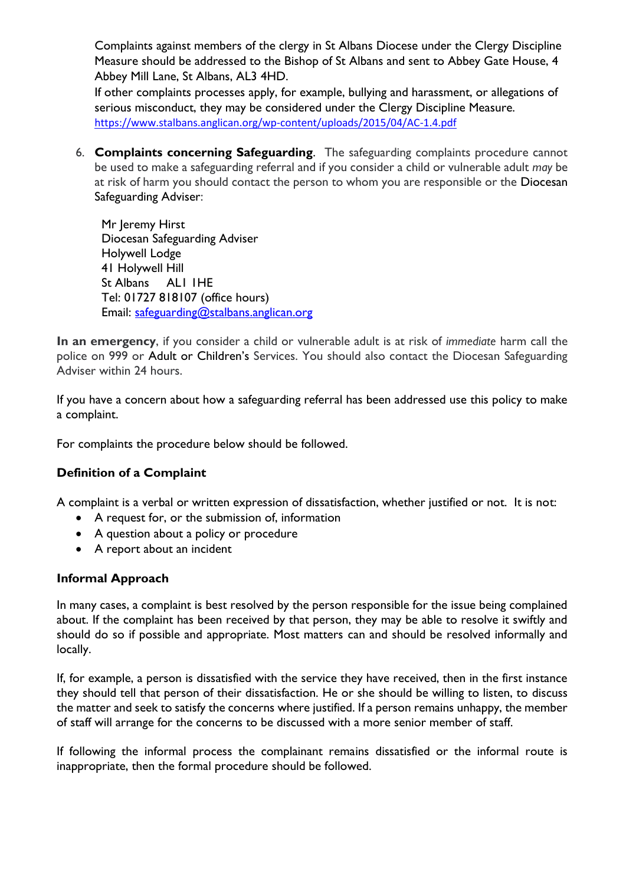Complaints against members of the clergy in St Albans Diocese under the Clergy Discipline Measure should be addressed to the Bishop of St Albans and sent to Abbey Gate House, 4 Abbey Mill Lane, St Albans, AL3 4HD.

If other complaints processes apply, for example, bullying and harassment, or allegations of serious misconduct, they may be considered under the Clergy Discipline Measure.
https://www.stalbans.anglican.org/wp-content/uploads/2015/04/AC-1.4.pdf

6. **Complaints concerning Safeguarding**. The safeguarding complaints procedure cannot be used to make a safeguarding referral and if you consider a child or vulnerable adult *may* be at risk of harm you should contact the person to whom you are responsible or the Diocesan Safeguarding Adviser:

   Mr Jeremy Hirst
   Diocesan Safeguarding Adviser
   Holywell Lodge
   41 Holywell Hill
   St Albans AL1 1HE
   Tel: 01727 818107 (office hours)
   Email: safeguarding@stalbans.anglican.org

**In an emergency**, if you consider a child or vulnerable adult is at risk of *immediate* harm call the police on 999 or Adult or Children's Services. You should also contact the Diocesan Safeguarding Adviser within 24 hours.

If you have a concern about how a safeguarding referral has been addressed use this policy to make a complaint.

For complaints the procedure below should be followed.

### Definition of a Complaint

A complaint is a verbal or written expression of dissatisfaction, whether justified or not. It is not:

- A request for, or the submission of, information
- A question about a policy or procedure
- A report about an incident

### Informal Approach

In many cases, a complaint is best resolved by the person responsible for the issue being complained about. If the complaint has been received by that person, they may be able to resolve it swiftly and should do so if possible and appropriate. Most matters can and should be resolved informally and locally.

If, for example, a person is dissatisfied with the service they have received, then in the first instance they should tell that person of their dissatisfaction. He or she should be willing to listen, to discuss the matter and seek to satisfy the concerns where justified. If a person remains unhappy, the member of staff will arrange for the concerns to be discussed with a more senior member of staff.

If following the informal process the complainant remains dissatisfied or the informal route is inappropriate, then the formal procedure should be followed.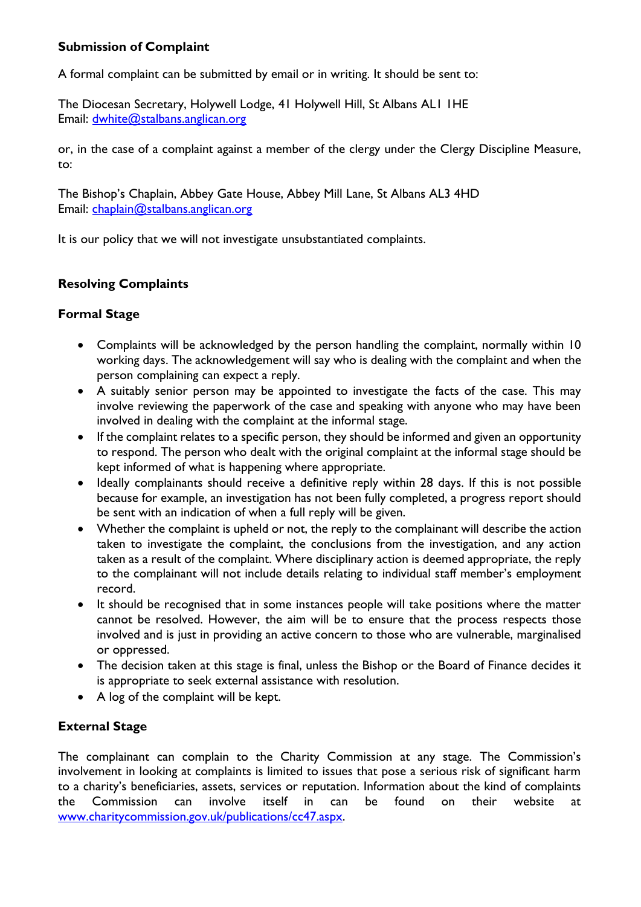## Submission of Complaint

A formal complaint can be submitted by email or in writing. It should be sent to:

The Diocesan Secretary, Holywell Lodge, 41 Holywell Hill, St Albans AL1 1HE
Email: dwhite@stalbans.anglican.org

or, in the case of a complaint against a member of the clergy under the Clergy Discipline Measure, to:

The Bishop's Chaplain, Abbey Gate House, Abbey Mill Lane, St Albans AL3 4HD
Email: chaplain@stalbans.anglican.org

It is our policy that we will not investigate unsubstantiated complaints.

## Resolving Complaints

### Formal Stage

- Complaints will be acknowledged by the person handling the complaint, normally within 10 working days. The acknowledgement will say who is dealing with the complaint and when the person complaining can expect a reply.
- A suitably senior person may be appointed to investigate the facts of the case. This may involve reviewing the paperwork of the case and speaking with anyone who may have been involved in dealing with the complaint at the informal stage.
- If the complaint relates to a specific person, they should be informed and given an opportunity to respond. The person who dealt with the original complaint at the informal stage should be kept informed of what is happening where appropriate.
- Ideally complainants should receive a definitive reply within 28 days. If this is not possible because for example, an investigation has not been fully completed, a progress report should be sent with an indication of when a full reply will be given.
- Whether the complaint is upheld or not, the reply to the complainant will describe the action taken to investigate the complaint, the conclusions from the investigation, and any action taken as a result of the complaint. Where disciplinary action is deemed appropriate, the reply to the complainant will not include details relating to individual staff member's employment record.
- It should be recognised that in some instances people will take positions where the matter cannot be resolved. However, the aim will be to ensure that the process respects those involved and is just in providing an active concern to those who are vulnerable, marginalised or oppressed.
- The decision taken at this stage is final, unless the Bishop or the Board of Finance decides it is appropriate to seek external assistance with resolution.
- A log of the complaint will be kept.

### External Stage

The complainant can complain to the Charity Commission at any stage. The Commission's involvement in looking at complaints is limited to issues that pose a serious risk of significant harm to a charity's beneficiaries, assets, services or reputation. Information about the kind of complaints the Commission can involve itself in can be found on their website at www.charitycommission.gov.uk/publications/cc47.aspx.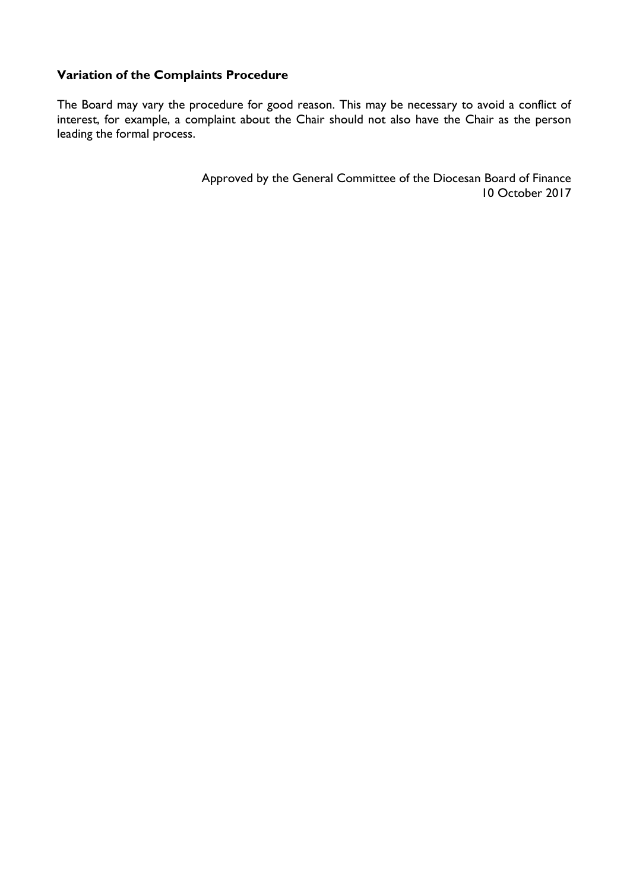**Variation of the Complaints Procedure**

The Board may vary the procedure for good reason. This may be necessary to avoid a conflict of interest, for example, a complaint about the Chair should not also have the Chair as the person leading the formal process.

Approved by the General Committee of the Diocesan Board of Finance
10 October 2017